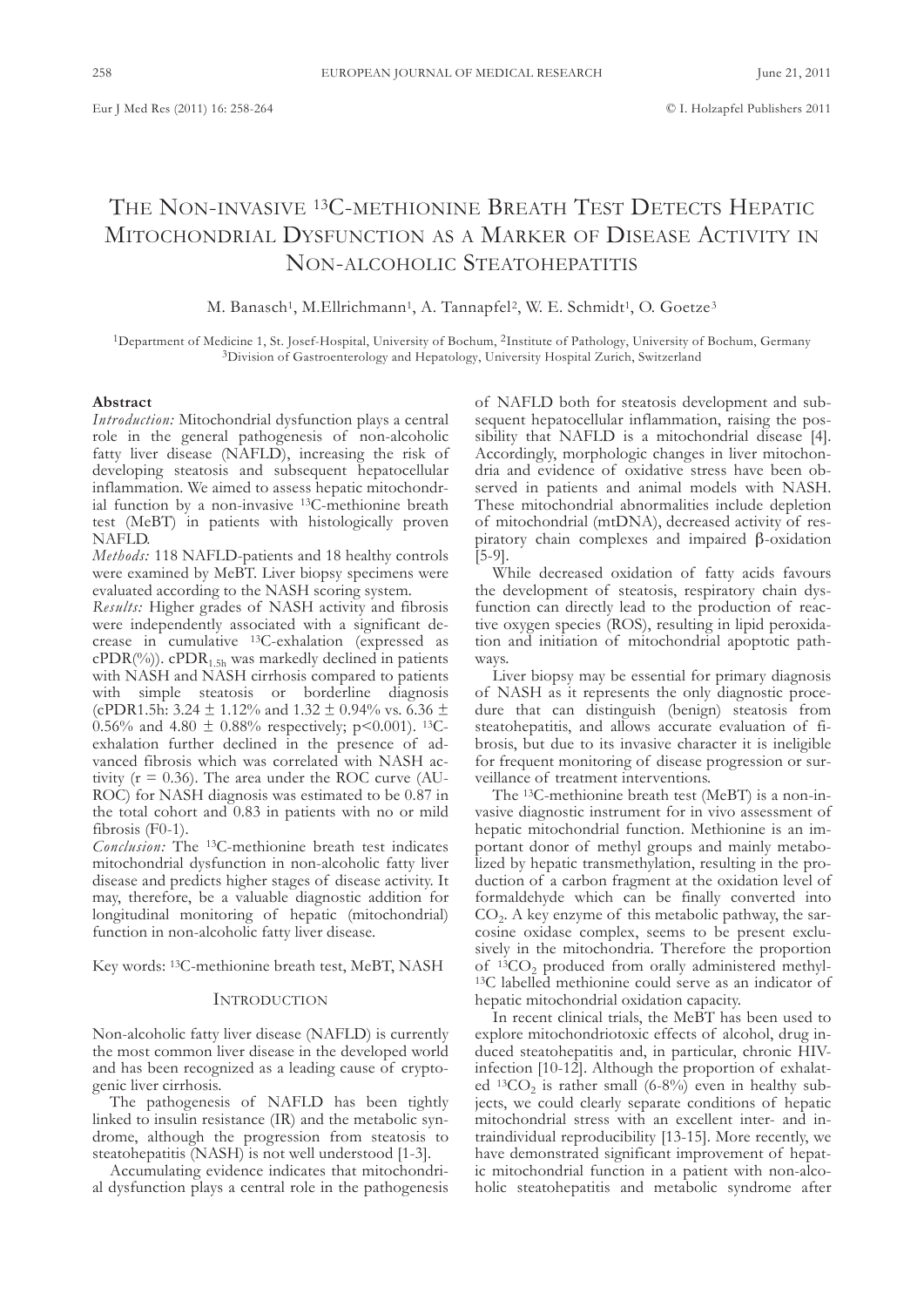# The Non-invasive $^{13}$C-methionine Breath Test Detects Hepatic Mitochondrial Dysfunction as a Marker of Disease Activity in Non-alcoholic Steatohepatitis

M. Banasch[1], M.Ellrichmann[1], A. Tannapfel[2], W. E. Schmidt[1], O. Goetze[3]

[1]Department of Medicine 1, St. Josef-Hospital, University of Bochum, [2]Institute of Pathology, University of Bochum, Germany
[3]Division of Gastroenterology and Hepatology, University Hospital Zurich, Switzerland

### Abstract

*Introduction:* Mitochondrial dysfunction plays a central role in the general pathogenesis of non-alcoholic fatty liver disease (NAFLD), increasing the risk of developing steatosis and subsequent hepatocellular inflammation. We aimed to assess hepatic mitochondrial function by a non-invasive $^{13}$C-methionine breath test (MeBT) in patients with histologically proven NAFLD.

*Methods:* 118 NAFLD-patients and 18 healthy controls were examined by MeBT. Liver biopsy specimens were evaluated according to the NASH scoring system.

*Results:* Higher grades of NASH activity and fibrosis were independently associated with a significant decrease in cumulative $^{13}$C-exhalation (expressed as cPDR(%)). $cPDR_{1.5h}$ was markedly declined in patients with NASH and NASH cirrhosis compared to patients with simple steatosis or borderline diagnosis (cPDR1.5h: 3.24 ± 1.12% and 1.32 ± 0.94% vs. 6.36 ± 0.56% and 4.80 ± 0.88% respectively; $p<0.001$). $^{13}$C-exhalation further declined in the presence of advanced fibrosis which was correlated with NASH activity ($r = 0.36$). The area under the ROC curve (AUROC) for NASH diagnosis was estimated to be 0.87 in the total cohort and 0.83 in patients with no or mild fibrosis (F0-1).

*Conclusion:* The $^{13}$C-methionine breath test indicates mitochondrial dysfunction in non-alcoholic fatty liver disease and predicts higher stages of disease activity. It may, therefore, be a valuable diagnostic addition for longitudinal monitoring of hepatic (mitochondrial) function in non-alcoholic fatty liver disease.

Key words: $^{13}$C-methionine breath test, MeBT, NASH

## Introduction

Non-alcoholic fatty liver disease (NAFLD) is currently the most common liver disease in the developed world and has been recognized as a leading cause of cryptogenic liver cirrhosis.

The pathogenesis of NAFLD has been tightly linked to insulin resistance (IR) and the metabolic syndrome, although the progression from steatosis to steatohepatitis (NASH) is not well understood [1-3].

Accumulating evidence indicates that mitochondrial dysfunction plays a central role in the pathogenesis of NAFLD both for steatosis development and subsequent hepatocellular inflammation, raising the possibility that NAFLD is a mitochondrial disease [4]. Accordingly, morphologic changes in liver mitochondria and evidence of oxidative stress have been observed in patients and animal models with NASH. These mitochondrial abnormalities include depletion of mitochondrial (mtDNA), decreased activity of respiratory chain complexes and impaired β-oxidation [5-9].

While decreased oxidation of fatty acids favours the development of steatosis, respiratory chain dysfunction can directly lead to the production of reactive oxygen species (ROS), resulting in lipid peroxidation and initiation of mitochondrial apoptotic pathways.

Liver biopsy may be essential for primary diagnosis of NASH as it represents the only diagnostic procedure that can distinguish (benign) steatosis from steatohepatitis, and allows accurate evaluation of fibrosis, but due to its invasive character it is ineligible for frequent monitoring of disease progression or surveillance of treatment interventions.

The $^{13}$C-methionine breath test (MeBT) is a non-invasive diagnostic instrument for in vivo assessment of hepatic mitochondrial function. Methionine is an important donor of methyl groups and mainly metabolized by hepatic transmethylation, resulting in the production of a carbon fragment at the oxidation level of formaldehyde which can be finally converted into $CO_2$. A key enzyme of this metabolic pathway, the sarcosine oxidase complex, seems to be present exclusively in the mitochondria. Therefore the proportion of $^{13}CO_2$ produced from orally administered methyl-$^{13}$C labelled methionine could serve as an indicator of hepatic mitochondrial oxidation capacity.

In recent clinical trials, the MeBT has been used to explore mitochondriotoxic effects of alcohol, drug induced steatohepatitis and, in particular, chronic HIV-infection [10-12]. Although the proportion of exhaled $^{13}CO_2$ is rather small (6-8%) even in healthy subjects, we could clearly separate conditions of hepatic mitochondrial stress with an excellent inter- and intraindividual reproducibility [13-15]. More recently, we have demonstrated significant improvement of hepatic mitochondrial function in a patient with non-alcoholic steatohepatitis and metabolic syndrome after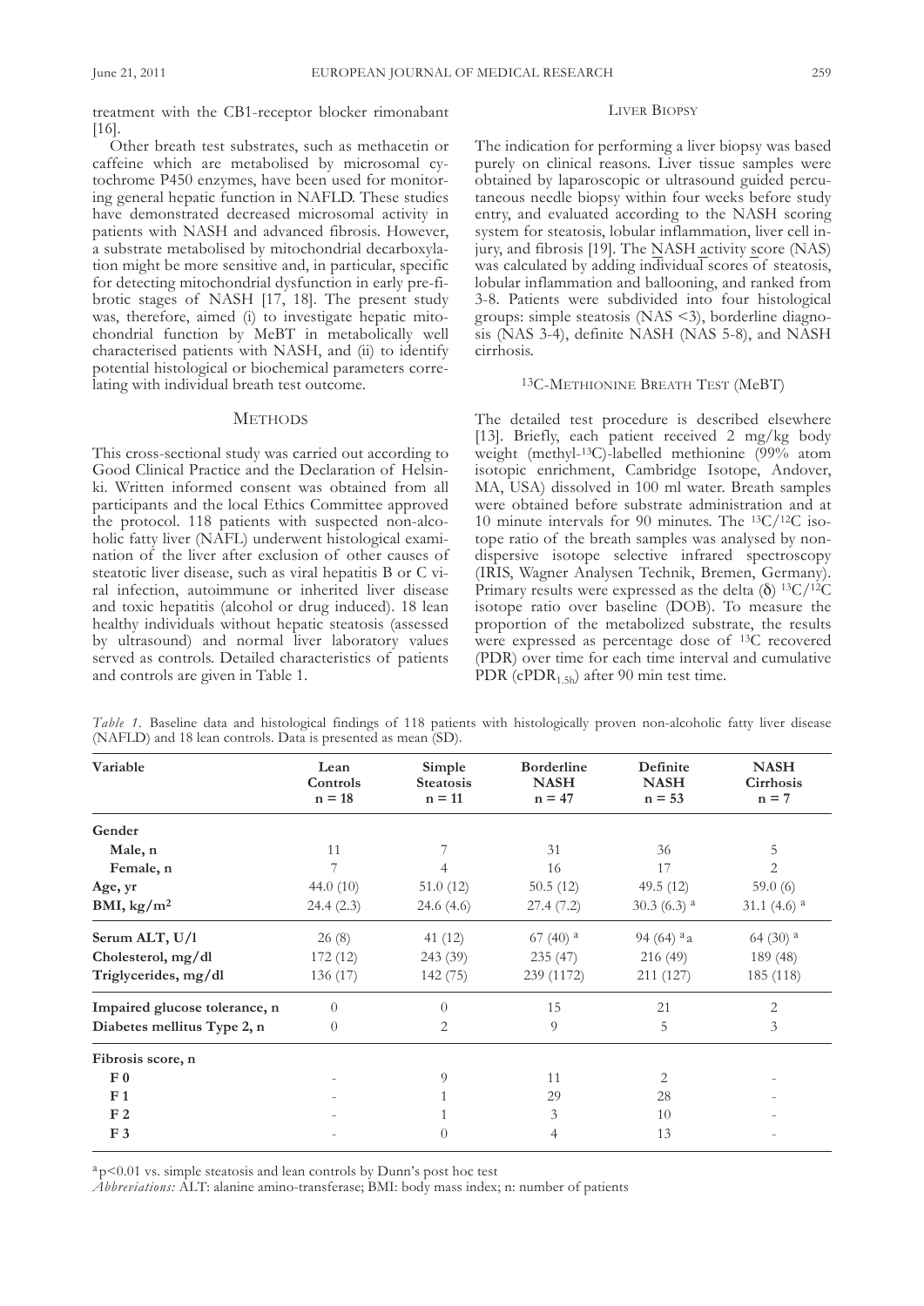treatment with the CB1-receptor blocker rimonabant [16].

Other breath test substrates, such as methacetin or caffeine which are metabolised by microsomal cytochrome P450 enzymes, have been used for monitoring general hepatic function in NAFLD. These studies have demonstrated decreased microsomal activity in patients with NASH and advanced fibrosis. However, a substrate metabolised by mitochondrial decarboxylation might be more sensitive and, in particular, specific for detecting mitochondrial dysfunction in early pre-fibrotic stages of NASH [17, 18]. The present study was, therefore, aimed (i) to investigate hepatic mitochondrial function by MeBT in metabolically well characterised patients with NASH, and (ii) to identify potential histological or biochemical parameters correlating with individual breath test outcome.

## Methods

This cross-sectional study was carried out according to Good Clinical Practice and the Declaration of Helsinki. Written informed consent was obtained from all participants and the local Ethics Committee approved the protocol. 118 patients with suspected non-alcoholic fatty liver (NAFL) underwent histological examination of the liver after exclusion of other causes of steatotic liver disease, such as viral hepatitis B or C viral infection, autoimmune or inherited liver disease and toxic hepatitis (alcohol or drug induced). 18 lean healthy individuals without hepatic steatosis (assessed by ultrasound) and normal liver laboratory values served as controls. Detailed characteristics of patients and controls are given in Table 1.

### Liver Biopsy

The indication for performing a liver biopsy was based purely on clinical reasons. Liver tissue samples were obtained by laparoscopic or ultrasound guided percutaneous needle biopsy within four weeks before study entry, and evaluated according to the NASH scoring system for steatosis, lobular inflammation, liver cell injury, and fibrosis [19]. The NASH activity score (NAS) was calculated by adding individual scores of steatosis, lobular inflammation and ballooning, and ranked from 3-8. Patients were subdivided into four histological groups: simple steatosis (NAS <3), borderline diagnosis (NAS 3-4), definite NASH (NAS 5-8), and NASH cirrhosis.

### $^{13}$C-Methionine Breath Test (MeBT)

The detailed test procedure is described elsewhere [13]. Briefly, each patient received 2 mg/kg body weight (methyl-$^{13}$C)-labelled methionine (99% atom isotopic enrichment, Cambridge Isotope, Andover, MA, USA) dissolved in 100 ml water. Breath samples were obtained before substrate administration and at 10 minute intervals for 90 minutes. The $^{13}C/^{12}C$ isotope ratio of the breath samples was analysed by non-dispersive isotope selective infrared spectroscopy (IRIS, Wagner Analysen Technik, Bremen, Germany). Primary results were expressed as the delta (δ) $^{13}C/^{12}C$ isotope ratio over baseline (DOB). To measure the proportion of the metabolized substrate, the results were expressed as percentage dose of $^{13}$C recovered (PDR) over time for each time interval and cumulative PDR ($cPDR_{1.5h}$) after 90 min test time.

*Table 1.* Baseline data and histological findings of 118 patients with histologically proven non-alcoholic fatty liver disease (NAFLD) and 18 lean controls. Data is presented as mean (SD).

| Variable | Lean Controls n = 18 | Simple Steatosis n = 11 | Borderline NASH n = 47 | Definite NASH n = 53 | NASH Cirrhosis n = 7 |
|---|---|---|---|---|---|
| **Gender** | | | | | |
| **Male, n** | 11 | 7 | 31 | 36 | 5 |
| **Female, n** | 7 | 4 | 16 | 17 | 2 |
| **Age, yr** | 44.0 (10) | 51.0 (12) | 50.5 (12) | 49.5 (12) | 59.0 (6) |
| **BMI, kg/m²** | 24.4 (2.3) | 24.6 (4.6) | 27.4 (7.2) | 30.3 (6.3) [a] | 31.1 (4.6) [a] |
| **Serum ALT, U/l** | 26 (8) | 41 (12) | 67 (40) [a] | 94 (64) [a] a | 64 (30) [a] |
| **Cholesterol, mg/dl** | 172 (12) | 243 (39) | 235 (47) | 216 (49) | 189 (48) |
| **Triglycerides, mg/dl** | 136 (17) | 142 (75) | 239 (1172) | 211 (127) | 185 (118) |
| **Impaired glucose tolerance, n** | 0 | 0 | 15 | 21 | 2 |
| **Diabetes mellitus Type 2, n** | 0 | 2 | 9 | 5 | 3 |
| **Fibrosis score, n** | | | | | |
| **F 0** | - | 9 | 11 | 2 | - |
| **F 1** | - | 1 | 29 | 28 | - |
| **F 2** | - | 1 | 3 | 10 | - |
| **F 3** | - | 0 | 4 | 13 | - |

[a] $p<0.01$ vs. simple steatosis and lean controls by Dunn's post hoc test

*Abbreviations:* ALT: alanine amino-transferase; BMI: body mass index; n: number of patients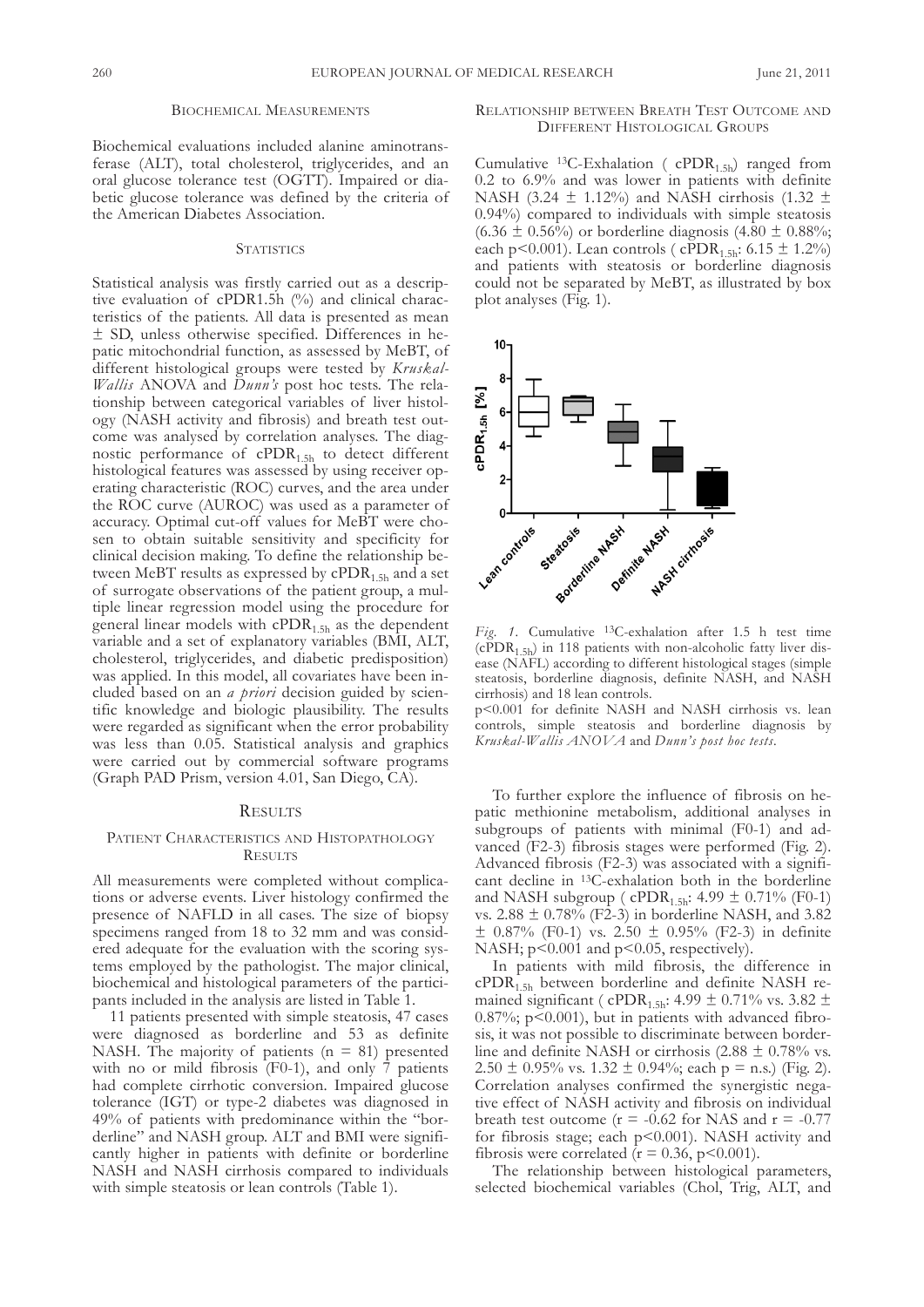### Biochemical Measurements

Biochemical evaluations included alanine aminotransferase (ALT), total cholesterol, triglycerides, and an oral glucose tolerance test (OGTT). Impaired or diabetic glucose tolerance was defined by the criteria of the American Diabetes Association.

### Statistics

Statistical analysis was firstly carried out as a descriptive evaluation of cPDR1.5h (%) and clinical characteristics of the patients. All data is presented as mean ± SD, unless otherwise specified. Differences in hepatic mitochondrial function, as assessed by MeBT, of different histological groups were tested by *Kruskal-Wallis* ANOVA and *Dunn's* post hoc tests. The relationship between categorical variables of liver histology (NASH activity and fibrosis) and breath test outcome was analysed by correlation analyses. The diagnostic performance of $cPDR_{1.5h}$ to detect different histological features was assessed by using receiver operating characteristic (ROC) curves, and the area under the ROC curve (AUROC) was used as a parameter of accuracy. Optimal cut-off values for MeBT were chosen to obtain suitable sensitivity and specificity for clinical decision making. To define the relationship between MeBT results as expressed by $cPDR_{1.5h}$ and a set of surrogate observations of the patient group, a multiple linear regression model using the procedure for general linear models with $cPDR_{1.5h}$ as the dependent variable and a set of explanatory variables (BMI, ALT, cholesterol, triglycerides, and diabetic predisposition) was applied. In this model, all covariates have been included based on an *a priori* decision guided by scientific knowledge and biologic plausibility. The results were regarded as significant when the error probability was less than 0.05. Statistical analysis and graphics were carried out by commercial software programs (Graph PAD Prism, version 4.01, San Diego, CA).

## Results

### Patient Characteristics and Histopathology Results

All measurements were completed without complications or adverse events. Liver histology confirmed the presence of NAFLD in all cases. The size of biopsy specimens ranged from 18 to 32 mm and was considered adequate for the evaluation with the scoring systems employed by the pathologist. The major clinical, biochemical and histological parameters of the participants included in the analysis are listed in Table 1.

11 patients presented with simple steatosis, 47 cases were diagnosed as borderline and 53 as definite NASH. The majority of patients (n = 81) presented with no or mild fibrosis (F0-1), and only 7 patients had complete cirrhotic conversion. Impaired glucose tolerance (IGT) or type-2 diabetes was diagnosed in 49% of patients with predominance within the "borderline" and NASH group. ALT and BMI were significantly higher in patients with definite or borderline NASH and NASH cirrhosis compared to individuals with simple steatosis or lean controls (Table 1).

### Relationship between Breath Test Outcome and Different Histological Groups

Cumulative $^{13}C$-Exhalation ( $cPDR_{1.5h}$) ranged from 0.2 to 6.9% and was lower in patients with definite NASH (3.24 ± 1.12%) and NASH cirrhosis (1.32 ± 0.94%) compared to individuals with simple steatosis (6.36 ± 0.56%) or borderline diagnosis (4.80 ± 0.88%; each $p<0.001$). Lean controls ( $cPDR_{1.5h}$; 6.15 ± 1.2%) and patients with steatosis or borderline diagnosis could not be separated by MeBT, as illustrated by box plot analyses (Fig. 1).

*Fig. 1.* Cumulative $^{13}C$-exhalation after 1.5 h test time ($cPDR_{1.5h}$) in 118 patients with non-alcoholic fatty liver disease (NAFL) according to different histological stages (simple steatosis, borderline diagnosis, definite NASH, and NASH cirrhosis) and 18 lean controls.
$p<0.001$ for definite NASH and NASH cirrhosis vs. lean controls, simple steatosis and borderline diagnosis by *Kruskal-Wallis ANOVA* and *Dunn's post hoc tests*.

To further explore the influence of fibrosis on hepatic methionine metabolism, additional analyses in subgroups of patients with minimal (F0-1) and advanced (F2-3) fibrosis stages were performed (Fig. 2). Advanced fibrosis (F2-3) was associated with a significant decline in $^{13}C$-exhalation both in the borderline and NASH subgroup ( $cPDR_{1.5h}$: 4.99 ± 0.71% (F0-1) vs. 2.88 ± 0.78% (F2-3) in borderline NASH, and 3.82 ± 0.87% (F0-1) vs. 2.50 ± 0.95% (F2-3) in definite NASH; $p<0.001$ and $p<0.05$, respectively).

In patients with mild fibrosis, the difference in $cPDR_{1.5h}$ between borderline and definite NASH remained significant ( $cPDR_{1.5h}$; 4.99 ± 0.71% vs. 3.82 ± 0.87%; $p<0.001$), but in patients with advanced fibrosis, it was not possible to discriminate between borderline and definite NASH or cirrhosis (2.88 ± 0.78% vs. 2.50 ± 0.95% vs. 1.32 ± 0.94%; each p = n.s.) (Fig. 2). Correlation analyses confirmed the synergistic negative effect of NASH activity and fibrosis on individual breath test outcome ($r = -0.62$ for NAS and $r = -0.77$ for fibrosis stage; each $p<0.001$). NASH activity and fibrosis were correlated ($r = 0.36$, $p<0.001$).

The relationship between histological parameters, selected biochemical variables (Chol, Trig, ALT, and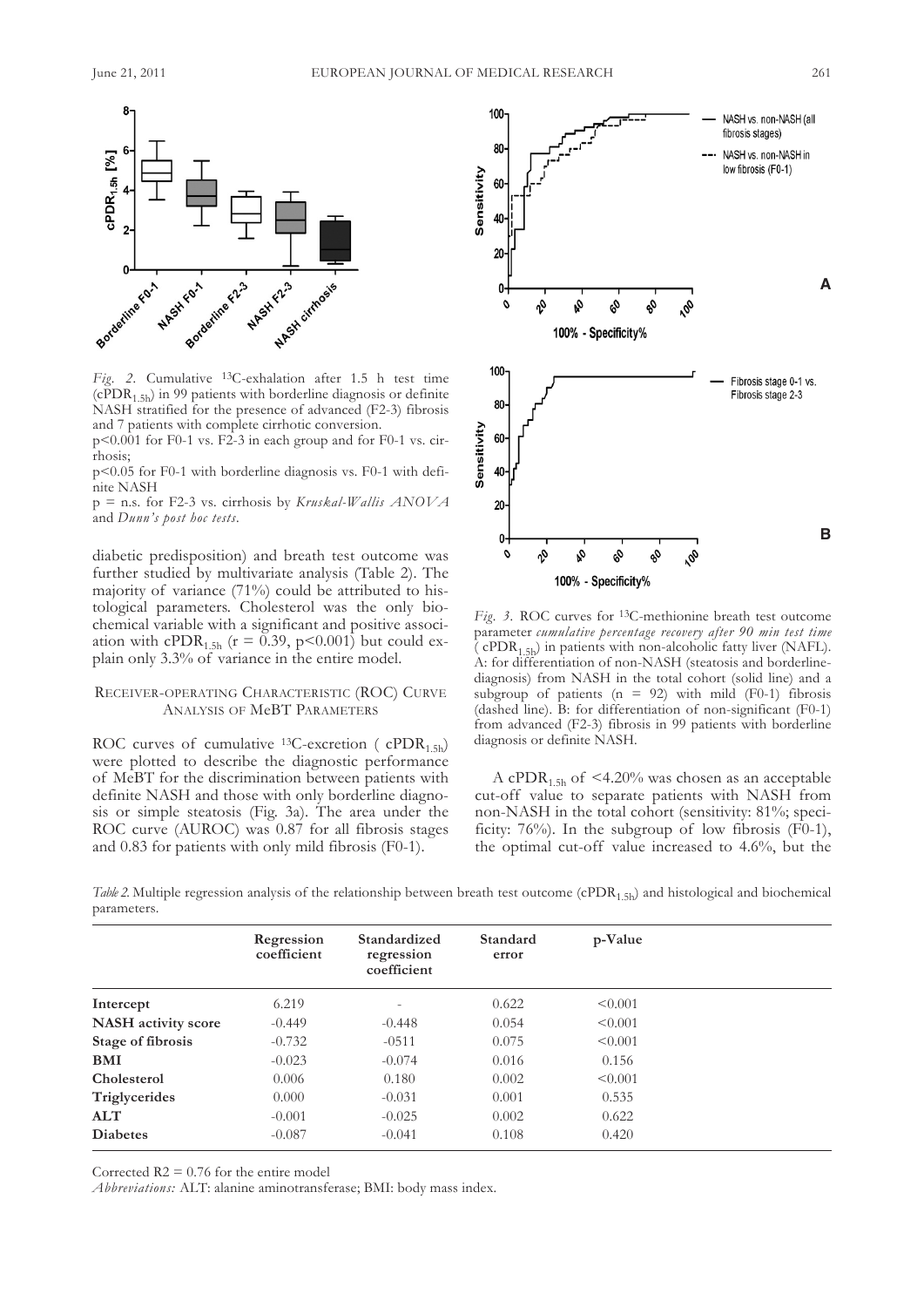*Fig. 2.* Cumulative $^{13}$C-exhalation after 1.5 h test time ($cPDR_{1.5h}$) in 99 patients with borderline diagnosis or definite NASH stratified for the presence of advanced (F2-3) fibrosis and 7 patients with complete cirrhotic conversion.
$p<0.001$ for F0-1 vs. F2-3 in each group and for F0-1 vs. cirrhosis;
$p<0.05$ for F0-1 with borderline diagnosis vs. F0-1 with definite NASH
p = n.s. for F2-3 vs. cirrhosis by *Kruskal-Wallis ANOVA* and *Dunn's post hoc tests*.

diabetic predisposition) and breath test outcome was further studied by multivariate analysis (Table 2). The majority of variance (71%) could be attributed to histological parameters. Cholesterol was the only biochemical variable with a significant and positive association with $cPDR_{1.5h}$ ($r = 0.39$, $p<0.001$) but could explain only 3.3% of variance in the entire model.

## Receiver-Operating Characteristic (ROC) Curve Analysis of MeBT Parameters

ROC curves of cumulative $^{13}$C-excretion ( $cPDR_{1.5h}$) were plotted to describe the diagnostic performance of MeBT for the discrimination between patients with definite NASH and those with only borderline diagnosis or simple steatosis (Fig. 3a). The area under the ROC curve (AUROC) was 0.87 for all fibrosis stages and 0.83 for patients with only mild fibrosis (F0-1).

*Fig. 3.* ROC curves for $^{13}$C-methionine breath test outcome parameter *cumulative percentage recovery after 90 min test time* ( $cPDR_{1.5h}$) in patients with non-alcoholic fatty liver (NAFL). A: for differentiation of non-NASH (steatosis and borderline-diagnosis) from NASH in the total cohort (solid line) and a subgroup of patients (n = 92) with mild (F0-1) fibrosis (dashed line). B: for differentiation of non-significant (F0-1) from advanced (F2-3) fibrosis in 99 patients with borderline diagnosis or definite NASH.

A $cPDR_{1.5h}$ of <4.20% was chosen as an acceptable cut-off value to separate patients with NASH from non-NASH in the total cohort (sensitivity: 81%; specificity: 76%). In the subgroup of low fibrosis (F0-1), the optimal cut-off value increased to 4.6%, but the

*Table 2.* Multiple regression analysis of the relationship between breath test outcome ($cPDR_{1.5h}$) and histological and biochemical parameters.

| | Regression coefficient | Standardized regression coefficient | Standard error | p-Value |
|---|---|---|---|---|
| **Intercept** | 6.219 | - | 0.622 | <0.001 |
| **NASH activity score** | -0.449 | -0.448 | 0.054 | <0.001 |
| **Stage of fibrosis** | -0.732 | -0511 | 0.075 | <0.001 |
| **BMI** | -0.023 | -0.074 | 0.016 | 0.156 |
| **Cholesterol** | 0.006 | 0.180 | 0.002 | <0.001 |
| **Triglycerides** | 0.000 | -0.031 | 0.001 | 0.535 |
| **ALT** | -0.001 | -0.025 | 0.002 | 0.622 |
| **Diabetes** | -0.087 | -0.041 | 0.108 | 0.420 |

Corrected $R2 = 0.76$ for the entire model
*Abbreviations:* ALT: alanine aminotransferase; BMI: body mass index.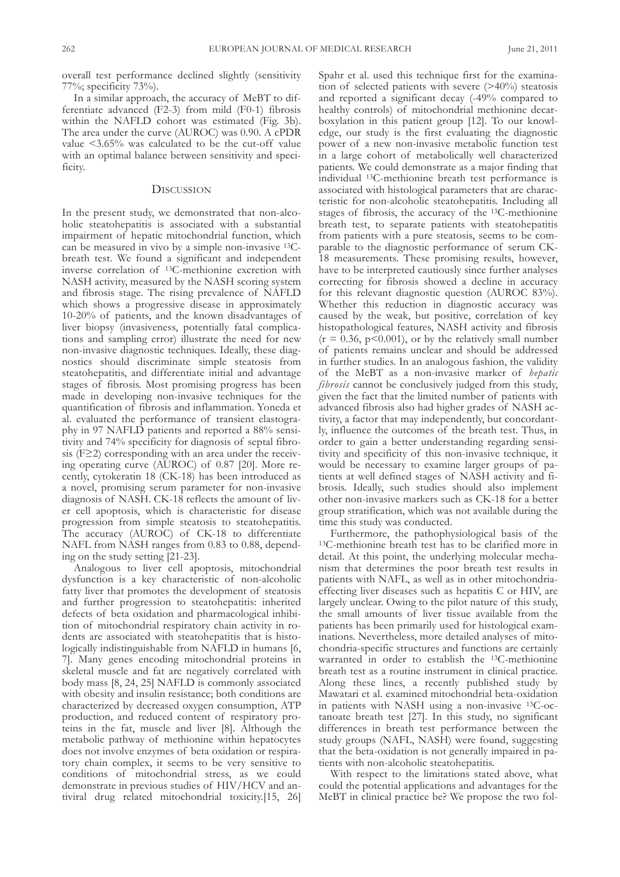overall test performance declined slightly (sensitivity 77%; specificity 73%).

In a similar approach, the accuracy of MeBT to differentiate advanced (F2-3) from mild (F0-1) fibrosis within the NAFLD cohort was estimated (Fig. 3b). The area under the curve (AUROC) was 0.90. A cPDR value <3.65% was calculated to be the cut-off value with an optimal balance between sensitivity and specificity.

## Discussion

In the present study, we demonstrated that non-alcoholic steatohepatitis is associated with a substantial impairment of hepatic mitochondrial function, which can be measured in vivo by a simple non-invasive $^{13}$C-breath test. We found a significant and independent inverse correlation of $^{13}$C-methionine excretion with NASH activity, measured by the NASH scoring system and fibrosis stage. The rising prevalence of NAFLD which shows a progressive disease in approximately 10-20% of patients, and the known disadvantages of liver biopsy (invasiveness, potentially fatal complications and sampling error) illustrate the need for new non-invasive diagnostic techniques. Ideally, these diagnostics should discriminate simple steatosis from steatohepatitis, and differentiate initial and advantage stages of fibrosis. Most promising progress has been made in developing non-invasive techniques for the quantification of fibrosis and inflammation. Yoneda et al. evaluated the performance of transient elastography in 97 NAFLD patients and reported a 88% sensitivity and 74% specificity for diagnosis of septal fibrosis (F≥2) corresponding with an area under the receiving operating curve (AUROC) of 0.87 [20]. More recently, cytokeratin 18 (CK-18) has been introduced as a novel, promising serum parameter for non-invasive diagnosis of NASH. CK-18 reflects the amount of liver cell apoptosis, which is characteristic for disease progression from simple steatosis to steatohepatitis. The accuracy (AUROC) of CK-18 to differentiate NAFL from NASH ranges from 0.83 to 0.88, depending on the study setting [21-23].

Analogous to liver cell apoptosis, mitochondrial dysfunction is a key characteristic of non-alcoholic fatty liver that promotes the development of steatosis and further progression to steatohepatitis: inherited defects of beta oxidation and pharmacological inhibition of mitochondrial respiratory chain activity in rodents are associated with steatohepatitis that is histologically indistinguishable from NAFLD in humans [6, 7]. Many genes encoding mitochondrial proteins in skeletal muscle and fat are negatively correlated with body mass [8, 24, 25] NAFLD is commonly associated with obesity and insulin resistance; both conditions are characterized by decreased oxygen consumption, ATP production, and reduced content of respiratory proteins in the fat, muscle and liver [8]. Although the metabolic pathway of methionine within hepatocytes does not involve enzymes of beta oxidation or respiratory chain complex, it seems to be very sensitive to conditions of mitochondrial stress, as we could demonstrate in previous studies of HIV/HCV and antiviral drug related mitochondrial toxicity.[15, 26] Spahr et al. used this technique first for the examination of selected patients with severe (>40%) steatosis and reported a significant decay (-49% compared to healthy controls) of mitochondrial methionine decarboxylation in this patient group [12]. To our knowledge, our study is the first evaluating the diagnostic power of a new non-invasive metabolic function test in a large cohort of metabolically well characterized patients. We could demonstrate as a major finding that individual $^{13}$C-methionine breath test performance is associated with histological parameters that are characteristic for non-alcoholic steatohepatitis. Including all stages of fibrosis, the accuracy of the $^{13}$C-methionine breath test, to separate patients with steatohepatitis from patients with a pure steatosis, seems to be comparable to the diagnostic performance of serum CK-18 measurements. These promising results, however, have to be interpreted cautiously since further analyses correcting for fibrosis showed a decline in accuracy for this relevant diagnostic question (AUROC 83%). Whether this reduction in diagnostic accuracy was caused by the weak, but positive, correlation of key histopathological features, NASH activity and fibrosis ($r = 0.36$, $p<0.001$), or by the relatively small number of patients remains unclear and should be addressed in further studies. In an analogous fashion, the validity of the MeBT as a non-invasive marker of *hepatic fibrosis* cannot be conclusively judged from this study, given the fact that the limited number of patients with advanced fibrosis also had higher grades of NASH activity, a factor that may independently, but concordantly, influence the outcomes of the breath test. Thus, in order to gain a better understanding regarding sensitivity and specificity of this non-invasive technique, it would be necessary to examine larger groups of patients at well defined stages of NASH activity and fibrosis. Ideally, such studies should also implement other non-invasive markers such as CK-18 for a better group stratification, which was not available during the time this study was conducted.

Furthermore, the pathophysiological basis of the $^{13}$C-methionine breath test has to be clarified more in detail. At this point, the underlying molecular mechanism that determines the poor breath test results in patients with NAFL, as well as in other mitochondria-effecting liver diseases such as hepatitis C or HIV, are largely unclear. Owing to the pilot nature of this study, the small amounts of liver tissue available from the patients has been primarily used for histological examinations. Nevertheless, more detailed analyses of mitochondria-specific structures and functions are certainly warranted in order to establish the $^{13}$C-methionine breath test as a routine instrument in clinical practice. Along these lines, a recently published study by Mawatari et al. examined mitochondrial beta-oxidation in patients with NASH using a non-invasive $^{13}$C-octanoate breath test [27]. In this study, no significant differences in breath test performance between the study groups (NAFL, NASH) were found, suggesting that the beta-oxidation is not generally impaired in patients with non-alcoholic steatohepatitis.

With respect to the limitations stated above, what could the potential applications and advantages for the MeBT in clinical practice be? We propose the two fol-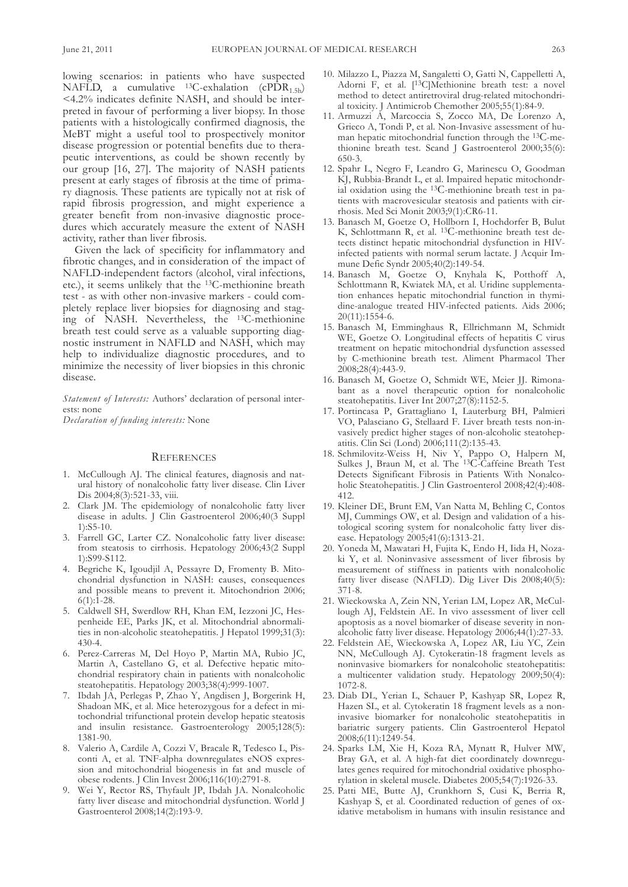lowing scenarios: in patients who have suspected NAFLD, a cumulative $^{13}$C-exhalation ($cPDR_{1.5h}$) <4.2% indicates definite NASH, and should be interpreted in favour of performing a liver biopsy. In those patients with a histologically confirmed diagnosis, the MeBT might a useful tool to prospectively monitor disease progression or potential benefits due to therapeutic interventions, as could be shown recently by our group [16, 27]. The majority of NASH patients present at early stages of fibrosis at the time of primary diagnosis. These patients are typically not at risk of rapid fibrosis progression, and might experience a greater benefit from non-invasive diagnostic procedures which accurately measure the extent of NASH activity, rather than liver fibrosis.

Given the lack of specificity for inflammatory and fibrotic changes, and in consideration of the impact of NAFLD-independent factors (alcohol, viral infections, etc.), it seems unlikely that the $^{13}$C-methionine breath test - as with other non-invasive markers - could completely replace liver biopsies for diagnosing and staging of NASH. Nevertheless, the $^{13}$C-methionine breath test could serve as a valuable supporting diagnostic instrument in NAFLD and NASH, which may help to individualize diagnostic procedures, and to minimize the necessity of liver biopsies in this chronic disease.

*Statement of Interests:* Authors' declaration of personal interests: none

*Declaration of funding interests:* None

## References

1. McCullough AJ. The clinical features, diagnosis and natural history of nonalcoholic fatty liver disease. Clin Liver Dis 2004;8(3):521-33, viii.
2. Clark JM. The epidemiology of nonalcoholic fatty liver disease in adults. J Clin Gastroenterol 2006;40(3 Suppl 1):S5-10.
3. Farrell GC, Larter CZ. Nonalcoholic fatty liver disease: from steatosis to cirrhosis. Hepatology 2006;43(2 Suppl 1):S99-S112.
4. Begriche K, Igoudjil A, Pessayre D, Fromenty B. Mitochondrial dysfunction in NASH: causes, consequences and possible means to prevent it. Mitochondrion 2006; 6(1):1-28.
5. Caldwell SH, Swerdlow RH, Khan EM, Iezzoni JC, Hespenheide EE, Parks JK, et al. Mitochondrial abnormalities in non-alcoholic steatohepatitis. J Hepatol 1999;31(3): 430-4.
6. Perez-Carreras M, Del Hoyo P, Martin MA, Rubio JC, Martin A, Castellano G, et al. Defective hepatic mitochondrial respiratory chain in patients with nonalcoholic steatohepatitis. Hepatology 2003;38(4):999-1007.
7. Ibdah JA, Perlegas P, Zhao Y, Angdisen J, Borgerink H, Shadoan MK, et al. Mice heterozygous for a defect in mitochondrial trifunctional protein develop hepatic steatosis and insulin resistance. Gastroenterology 2005;128(5): 1381-90.
8. Valerio A, Cardile A, Cozzi V, Bracale R, Tedesco L, Pisconti A, et al. TNF-alpha downregulates eNOS expression and mitochondrial biogenesis in fat and muscle of obese rodents. J Clin Invest 2006;116(10):2791-8.
9. Wei Y, Rector RS, Thyfault JP, Ibdah JA. Nonalcoholic fatty liver disease and mitochondrial dysfunction. World J Gastroenterol 2008;14(2):193-9.
10. Milazzo L, Piazza M, Sangaletti O, Gatti N, Cappelletti A, Adorni F, et al. [$^{13}$C]Methionine breath test: a novel method to detect antiretroviral drug-related mitochondrial toxicity. J Antimicrob Chemother 2005;55(1):84-9.
11. Armuzzi A, Marcoccia S, Zocco MA, De Lorenzo A, Grieco A, Tondi P, et al. Non-Invasive assessment of human hepatic mitochondrial function through the $^{13}$C-methionine breath test. Scand J Gastroenterol 2000;35(6): 650-3.
12. Spahr L, Negro F, Leandro G, Marinescu O, Goodman KJ, Rubbia-Brandt L, et al. Impaired hepatic mitochondrial oxidation using the $^{13}$C-methionine breath test in patients with macrovesicular steatosis and patients with cirrhosis. Med Sci Monit 2003;9(1):CR6-11.
13. Banasch M, Goetze O, Hollborn I, Hochdorfer B, Bulut K, Schlottmann R, et al. $^{13}$C-methionine breath test detects distinct hepatic mitochondrial dysfunction in HIV-infected patients with normal serum lactate. J Acquir Immune Defic Syndr 2005;40(2):149-54.
14. Banasch M, Goetze O, Knyhala K, Potthoff A, Schlottmann R, Kwiatek MA, et al. Uridine supplementation enhances hepatic mitochondrial function in thymidine-analogue treated HIV-infected patients. Aids 2006; 20(11):1554-6.
15. Banasch M, Emminghaus R, Ellrichmann M, Schmidt WE, Goetze O. Longitudinal effects of hepatitis C virus treatment on hepatic mitochondrial dysfunction assessed by C-methionine breath test. Aliment Pharmacol Ther 2008;28(4):443-9.
16. Banasch M, Goetze O, Schmidt WE, Meier JJ. Rimonabant as a novel therapeutic option for nonalcoholic steatohepatitis. Liver Int 2007;27(8):1152-5.
17. Portincasa P, Grattagliano I, Lauterburg BH, Palmieri VO, Palasciano G, Stellaard F. Liver breath tests non-invasively predict higher stages of non-alcoholic steatohepatitis. Clin Sci (Lond) 2006;111(2):135-43.
18. Schmilovitz-Weiss H, Niv Y, Pappo O, Halpern M, Sulkes J, Braun M, et al. The $^{13}$C-Caffeine Breath Test Detects Significant Fibrosis in Patients With Nonalcoholic Steatohepatitis. J Clin Gastroenterol 2008;42(4):408-412.
19. Kleiner DE, Brunt EM, Van Natta M, Behling C, Contos MJ, Cummings OW, et al. Design and validation of a histological scoring system for nonalcoholic fatty liver disease. Hepatology 2005;41(6):1313-21.
20. Yoneda M, Mawatari H, Fujita K, Endo H, Iida H, Nozaki Y, et al. Noninvasive assessment of liver fibrosis by measurement of stiffness in patients with nonalcoholic fatty liver disease (NAFLD). Dig Liver Dis 2008;40(5): 371-8.
21. Wieckowska A, Zein NN, Yerian LM, Lopez AR, McCullough AJ, Feldstein AE. In vivo assessment of liver cell apoptosis as a novel biomarker of disease severity in nonalcoholic fatty liver disease. Hepatology 2006;44(1):27-33.
22. Feldstein AE, Wieckowska A, Lopez AR, Liu YC, Zein NN, McCullough AJ. Cytokeratin-18 fragment levels as noninvasive biomarkers for nonalcoholic steatohepatitis: a multicenter validation study. Hepatology 2009;50(4): 1072-8.
23. Diab DL, Yerian L, Schauer P, Kashyap SR, Lopez R, Hazen SL, et al. Cytokeratin 18 fragment levels as a noninvasive biomarker for nonalcoholic steatohepatitis in bariatric surgery patients. Clin Gastroenterol Hepatol 2008;6(11):1249-54.
24. Sparks LM, Xie H, Koza RA, Mynatt R, Hulver MW, Bray GA, et al. A high-fat diet coordinately downregulates genes required for mitochondrial oxidative phosphorylation in skeletal muscle. Diabetes 2005;54(7):1926-33.
25. Patti ME, Butte AJ, Crunkhorn S, Cusi K, Berria R, Kashyap S, et al. Coordinated reduction of genes of oxidative metabolism in humans with insulin resistance and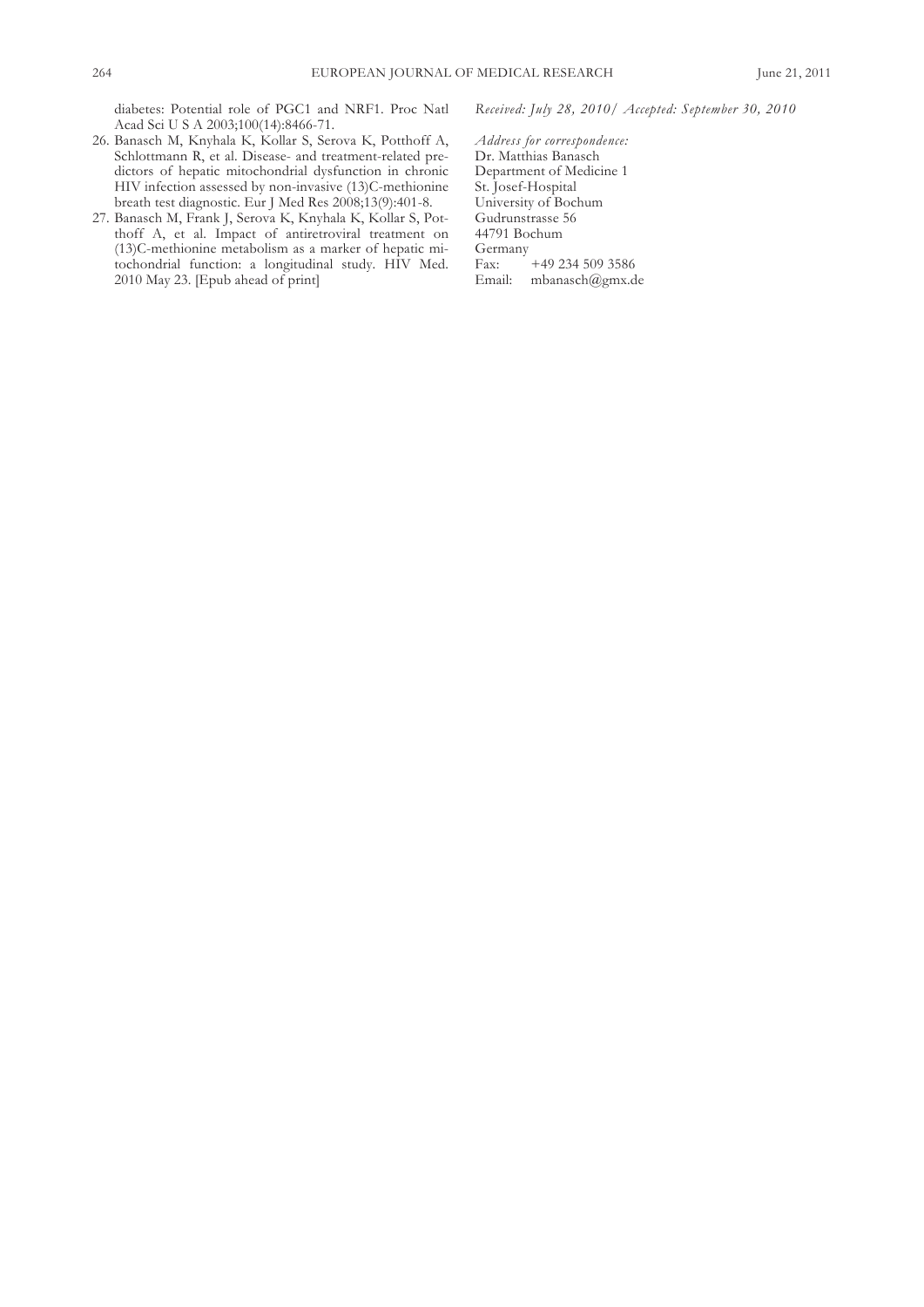diabetes: Potential role of PGC1 and NRF1. Proc Natl Acad Sci U S A 2003;100(14):8466-71.

26. Banasch M, Knyhala K, Kollar S, Serova K, Potthoff A, Schlottmann R, et al. Disease- and treatment-related predictors of hepatic mitochondrial dysfunction in chronic HIV infection assessed by non-invasive (13)C-methionine breath test diagnostic. Eur J Med Res 2008;13(9):401-8.
27. Banasch M, Frank J, Serova K, Knyhala K, Kollar S, Potthoff A, et al. Impact of antiretroviral treatment on (13)C-methionine metabolism as a marker of hepatic mitochondrial function: a longitudinal study. HIV Med. 2010 May 23. [Epub ahead of print]

*Received: July 28, 2010/ Accepted: September 30, 2010*

*Address for correspondence:*
Dr. Matthias Banasch
Department of Medicine 1
St. Josef-Hospital
University of Bochum
Gudrunstrasse 56
44791 Bochum
Germany
Fax: +49 234 509 3586
Email: mbanasch@gmx.de